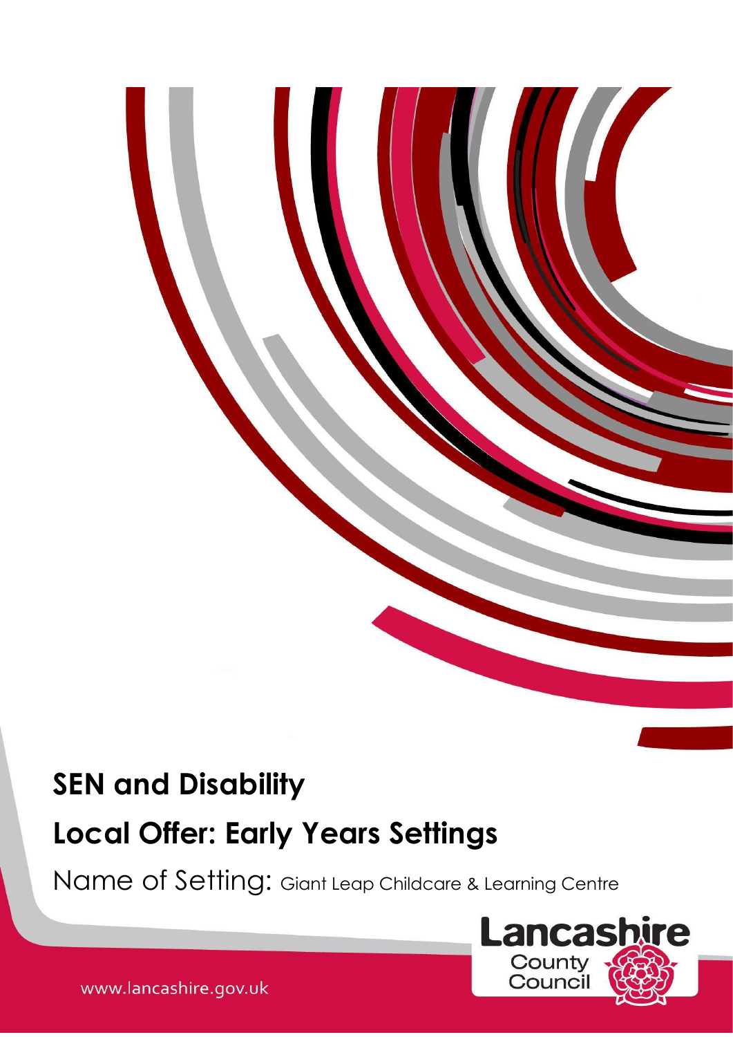# SEN and Disability

# Local Offer: Early Years Settings

Name of Setting: Giant Leap Childcare & Learning Centre

Lancashire County Council

www.lancashire.gov.uk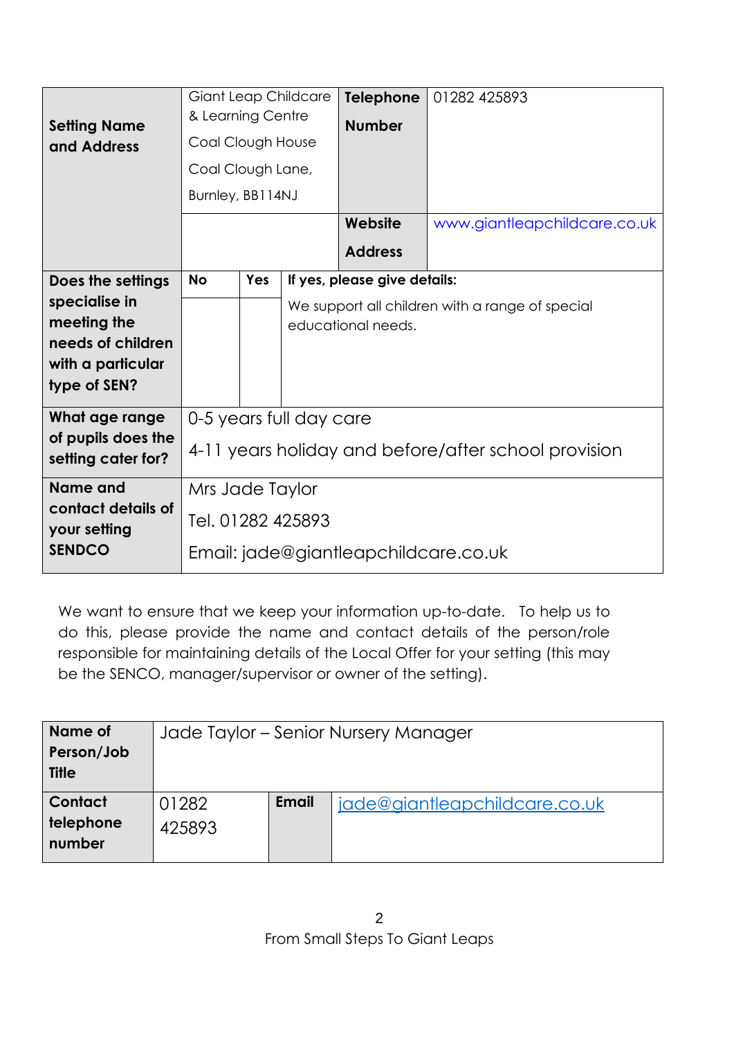| Setting Name and Address | Giant Leap Childcare & Learning Centre<br>Coal Clough House<br>Coal Clough Lane,<br>Burnley, BB114NJ | | | Telephone Number | 01282 425893 |
|---|---|---|---|---|---|
| | | | | Website Address | www.giantleapchildcare.co.uk |
| Does the settings specialise in meeting the needs of children with a particular type of SEN? | No | Yes | If yes, please give details:<br>We support all children with a range of special educational needs. | | |
| What age range of pupils does the setting cater for? | 0-5 years full day care<br>4-11 years holiday and before/after school provision | | | | |
| Name and contact details of your setting SENDCO | Mrs Jade Taylor<br>Tel. 01282 425893<br>Email: jade@giantleapchildcare.co.uk | | | | |

We want to ensure that we keep your information up-to-date. To help us to do this, please provide the name and contact details of the person/role responsible for maintaining details of the Local Offer for your setting (this may be the SENCO, manager/supervisor or owner of the setting).

| Name of Person/Job Title | Jade Taylor – Senior Nursery Manager | | |
|---|---|---|---|
| Contact telephone number | 01282 425893 | Email | jade@giantleapchildcare.co.uk |

From Small Steps To Giant Leaps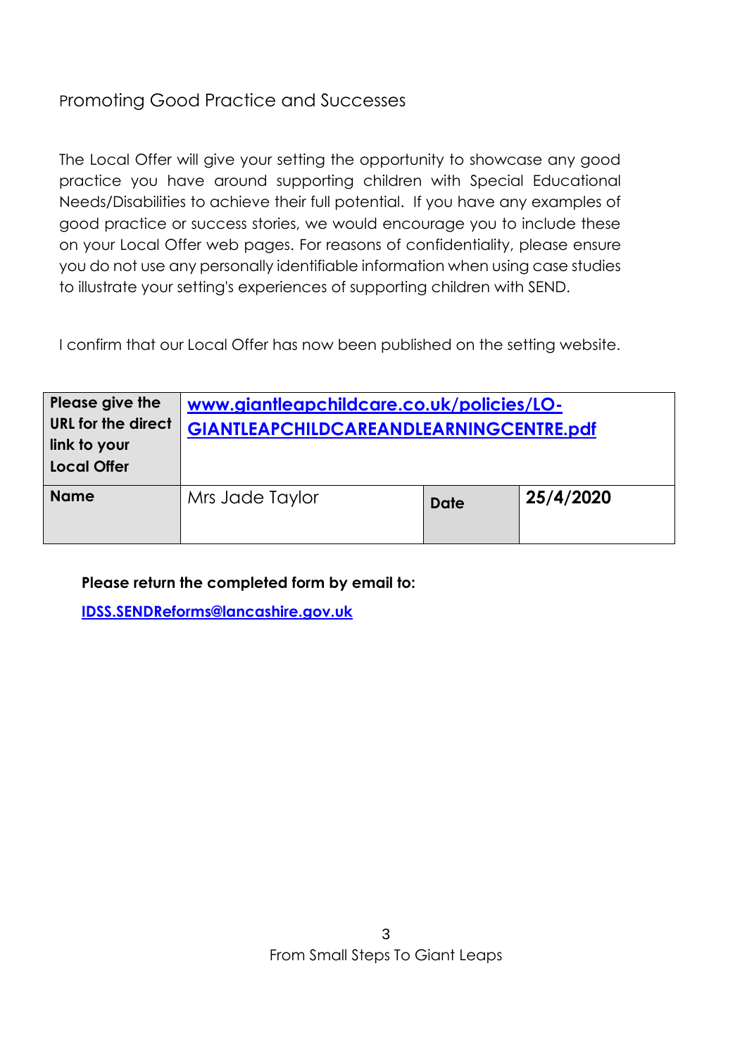## Promoting Good Practice and Successes

The Local Offer will give your setting the opportunity to showcase any good practice you have around supporting children with Special Educational Needs/Disabilities to achieve their full potential. If you have any examples of good practice or success stories, we would encourage you to include these on your Local Offer web pages. For reasons of confidentiality, please ensure you do not use any personally identifiable information when using case studies to illustrate your setting's experiences of supporting children with SEND.

I confirm that our Local Offer has now been published on the setting website.

| **Please give the URL for the direct link to your Local Offer** | **www.giantleapchildcare.co.uk/policies/LO-GIANTLEAPCHILDCAREANDLEARNINGCENTRE.pdf** | | |
|---|---|---|---|
| **Name** | Mrs Jade Taylor | **Date** | **25/4/2020** |

**Please return the completed form by email to:**

**IDSS.SENDReforms@lancashire.gov.uk**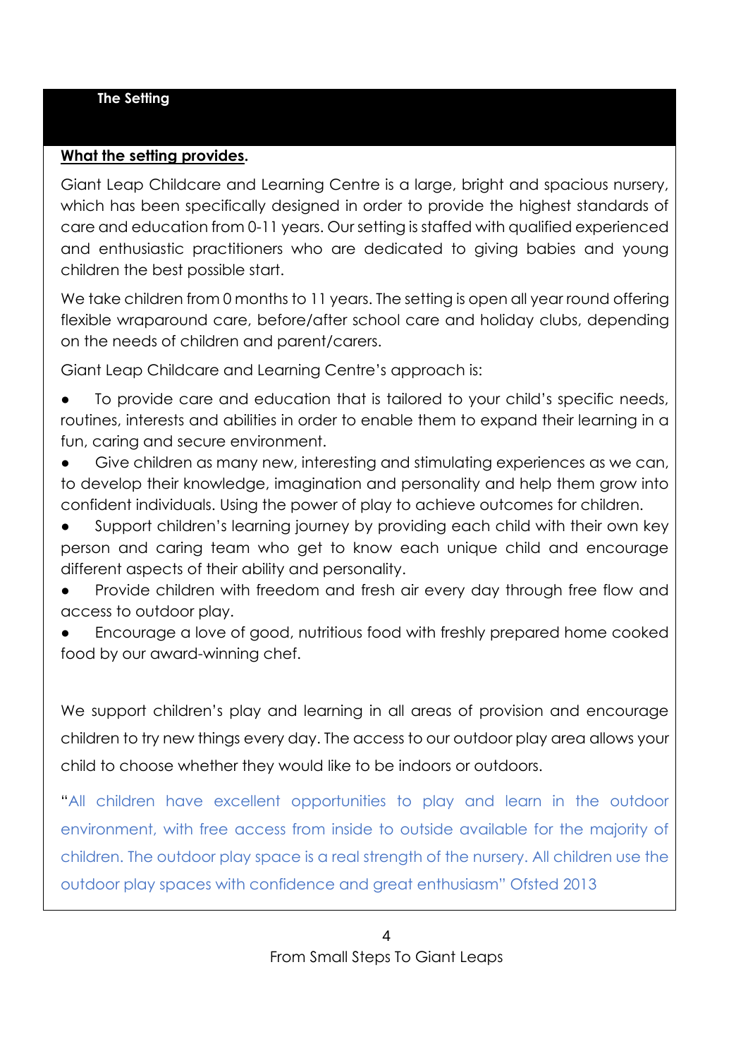## The Setting

**What the setting provides.**

Giant Leap Childcare and Learning Centre is a large, bright and spacious nursery, which has been specifically designed in order to provide the highest standards of care and education from 0-11 years. Our setting is staffed with qualified experienced and enthusiastic practitioners who are dedicated to giving babies and young children the best possible start.

We take children from 0 months to 11 years. The setting is open all year round offering flexible wraparound care, before/after school care and holiday clubs, depending on the needs of children and parent/carers.

Giant Leap Childcare and Learning Centre's approach is:

- To provide care and education that is tailored to your child's specific needs, routines, interests and abilities in order to enable them to expand their learning in a fun, caring and secure environment.
- Give children as many new, interesting and stimulating experiences as we can, to develop their knowledge, imagination and personality and help them grow into confident individuals. Using the power of play to achieve outcomes for children.
- Support children's learning journey by providing each child with their own key person and caring team who get to know each unique child and encourage different aspects of their ability and personality.
- Provide children with freedom and fresh air every day through free flow and access to outdoor play.
- Encourage a love of good, nutritious food with freshly prepared home cooked food by our award-winning chef.

We support children's play and learning in all areas of provision and encourage children to try new things every day. The access to our outdoor play area allows your child to choose whether they would like to be indoors or outdoors.

"All children have excellent opportunities to play and learn in the outdoor environment, with free access from inside to outside available for the majority of children. The outdoor play space is a real strength of the nursery. All children use the outdoor play spaces with confidence and great enthusiasm" Ofsted 2013

From Small Steps To Giant Leaps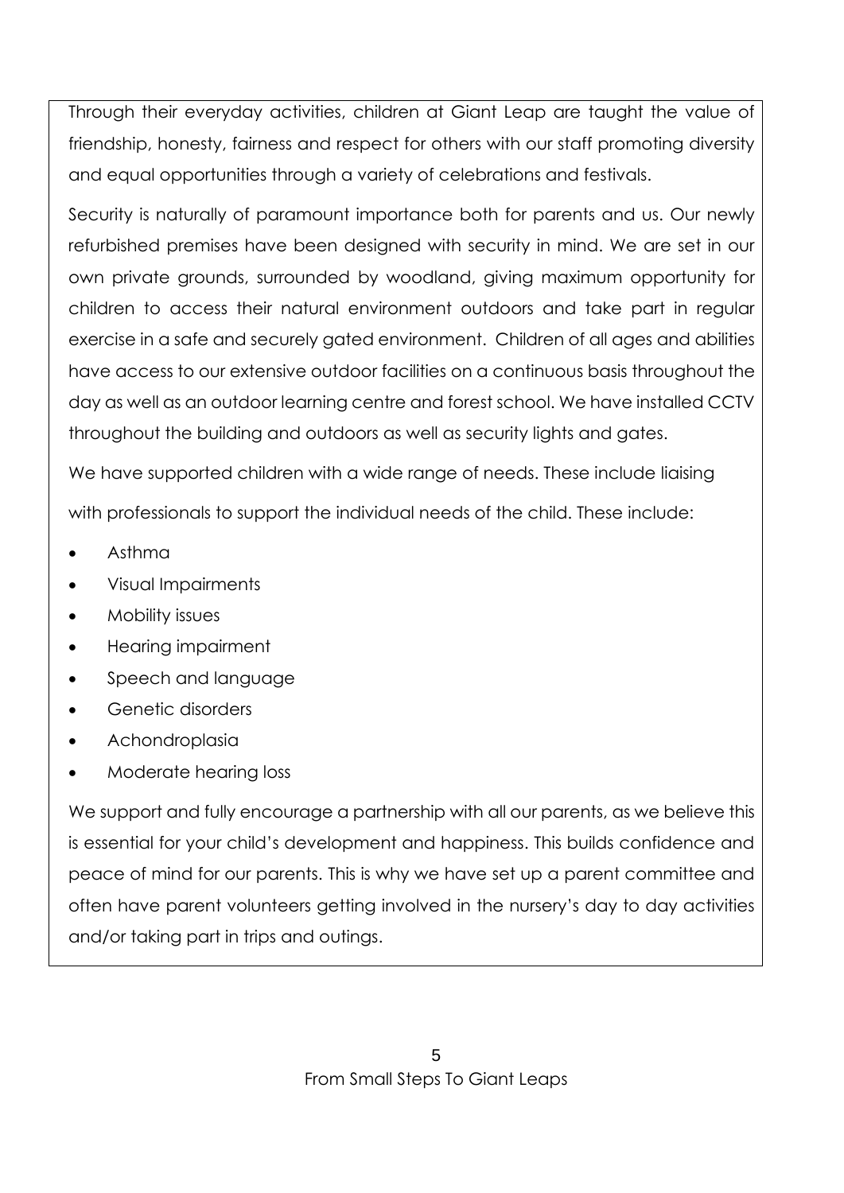Through their everyday activities, children at Giant Leap are taught the value of friendship, honesty, fairness and respect for others with our staff promoting diversity and equal opportunities through a variety of celebrations and festivals.

Security is naturally of paramount importance both for parents and us. Our newly refurbished premises have been designed with security in mind. We are set in our own private grounds, surrounded by woodland, giving maximum opportunity for children to access their natural environment outdoors and take part in regular exercise in a safe and securely gated environment. Children of all ages and abilities have access to our extensive outdoor facilities on a continuous basis throughout the day as well as an outdoor learning centre and forest school. We have installed CCTV throughout the building and outdoors as well as security lights and gates.

We have supported children with a wide range of needs. These include liaising with professionals to support the individual needs of the child. These include:

- Asthma
- Visual Impairments
- Mobility issues
- Hearing impairment
- Speech and language
- Genetic disorders
- Achondroplasia
- Moderate hearing loss

We support and fully encourage a partnership with all our parents, as we believe this is essential for your child's development and happiness. This builds confidence and peace of mind for our parents. This is why we have set up a parent committee and often have parent volunteers getting involved in the nursery's day to day activities and/or taking part in trips and outings.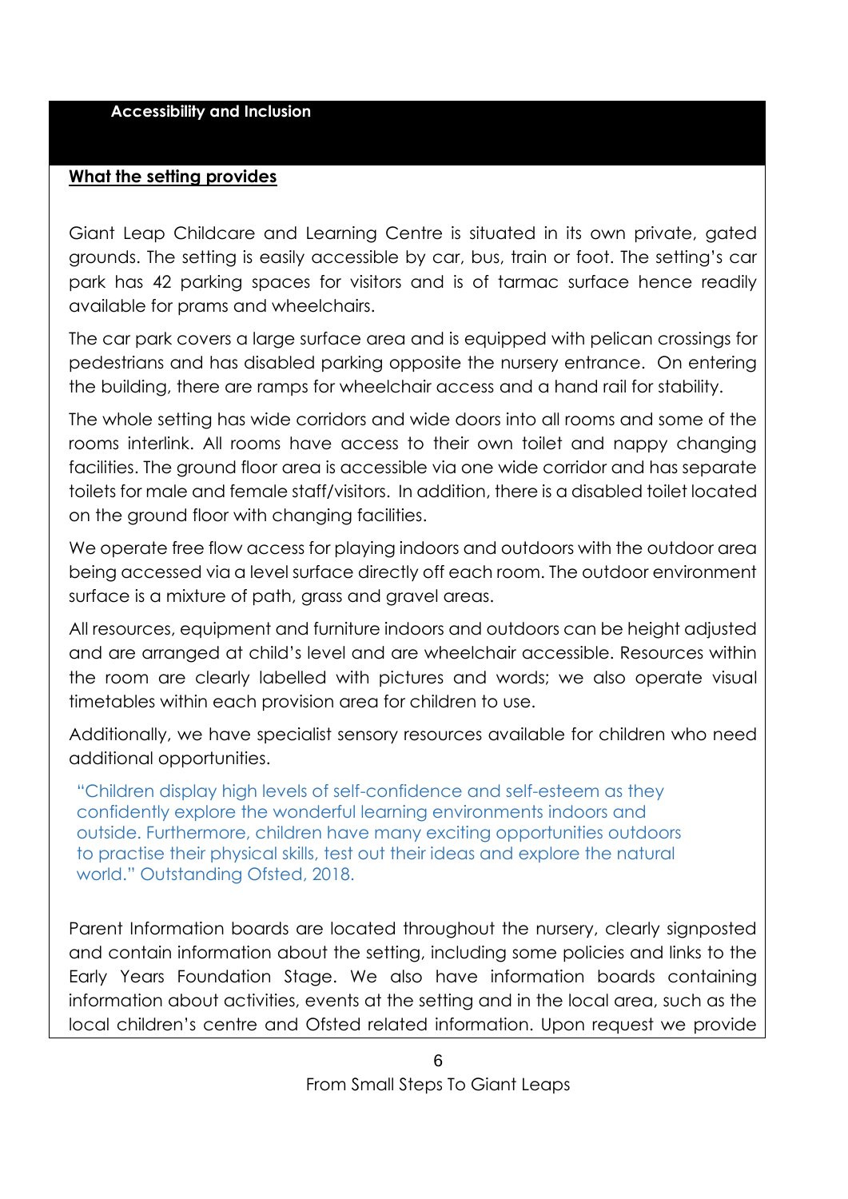## Accessibility and Inclusion

**What the setting provides**

Giant Leap Childcare and Learning Centre is situated in its own private, gated grounds. The setting is easily accessible by car, bus, train or foot. The setting's car park has 42 parking spaces for visitors and is of tarmac surface hence readily available for prams and wheelchairs.

The car park covers a large surface area and is equipped with pelican crossings for pedestrians and has disabled parking opposite the nursery entrance. On entering the building, there are ramps for wheelchair access and a hand rail for stability.

The whole setting has wide corridors and wide doors into all rooms and some of the rooms interlink. All rooms have access to their own toilet and nappy changing facilities. The ground floor area is accessible via one wide corridor and has separate toilets for male and female staff/visitors. In addition, there is a disabled toilet located on the ground floor with changing facilities.

We operate free flow access for playing indoors and outdoors with the outdoor area being accessed via a level surface directly off each room. The outdoor environment surface is a mixture of path, grass and gravel areas.

All resources, equipment and furniture indoors and outdoors can be height adjusted and are arranged at child's level and are wheelchair accessible. Resources within the room are clearly labelled with pictures and words; we also operate visual timetables within each provision area for children to use.

Additionally, we have specialist sensory resources available for children who need additional opportunities.

"Children display high levels of self-confidence and self-esteem as they confidently explore the wonderful learning environments indoors and outside. Furthermore, children have many exciting opportunities outdoors to practise their physical skills, test out their ideas and explore the natural world." Outstanding Ofsted, 2018.

Parent Information boards are located throughout the nursery, clearly signposted and contain information about the setting, including some policies and links to the Early Years Foundation Stage. We also have information boards containing information about activities, events at the setting and in the local area, such as the local children's centre and Ofsted related information. Upon request we provide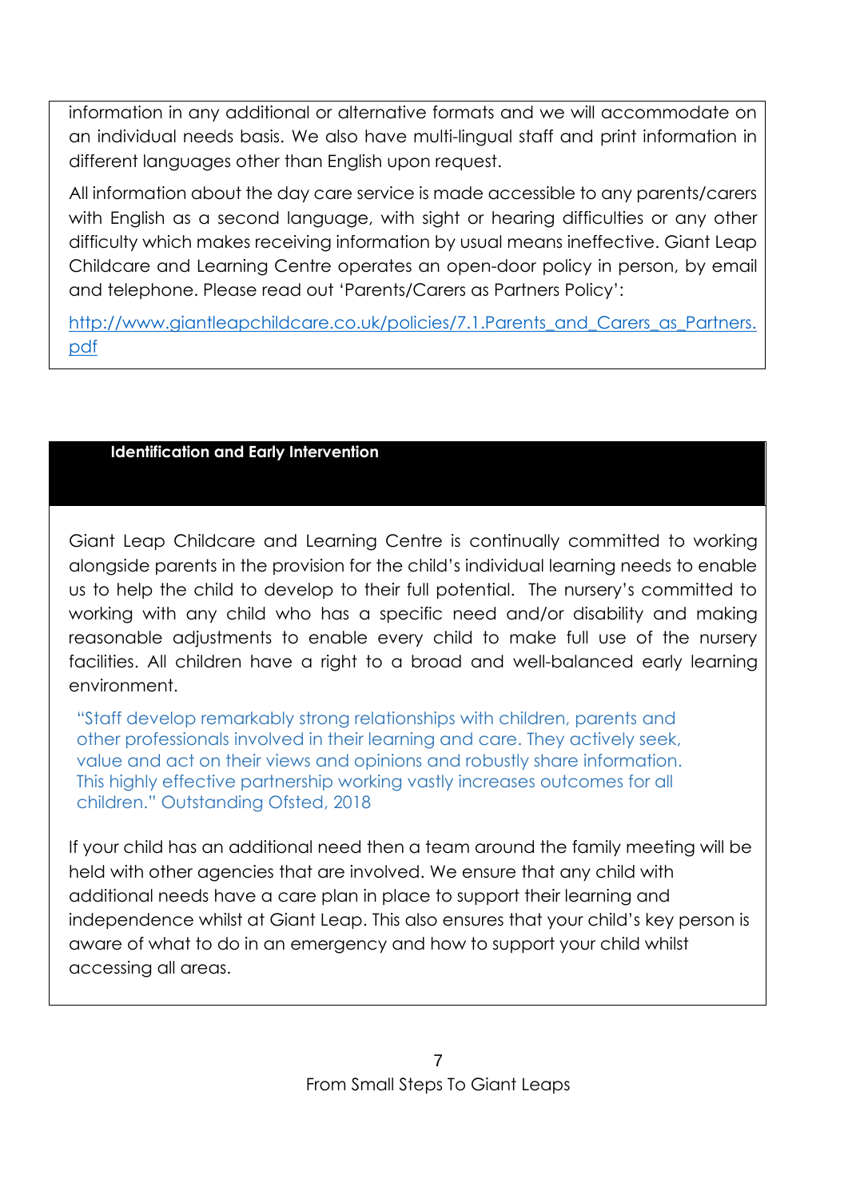information in any additional or alternative formats and we will accommodate on an individual needs basis. We also have multi-lingual staff and print information in different languages other than English upon request.

All information about the day care service is made accessible to any parents/carers with English as a second language, with sight or hearing difficulties or any other difficulty which makes receiving information by usual means ineffective. Giant Leap Childcare and Learning Centre operates an open-door policy in person, by email and telephone. Please read out 'Parents/Carers as Partners Policy':

[http://www.giantleapchildcare.co.uk/policies/7.1.Parents_and_Carers_as_Partners.pdf](http://www.giantleapchildcare.co.uk/policies/7.1.Parents_and_Carers_as_Partners.pdf)

## Identification and Early Intervention

Giant Leap Childcare and Learning Centre is continually committed to working alongside parents in the provision for the child's individual learning needs to enable us to help the child to develop to their full potential. The nursery's committed to working with any child who has a specific need and/or disability and making reasonable adjustments to enable every child to make full use of the nursery facilities. All children have a right to a broad and well-balanced early learning environment.

> "Staff develop remarkably strong relationships with children, parents and other professionals involved in their learning and care. They actively seek, value and act on their views and opinions and robustly share information. This highly effective partnership working vastly increases outcomes for all children." Outstanding Ofsted, 2018

If your child has an additional need then a team around the family meeting will be held with other agencies that are involved. We ensure that any child with additional needs have a care plan in place to support their learning and independence whilst at Giant Leap. This also ensures that your child's key person is aware of what to do in an emergency and how to support your child whilst accessing all areas.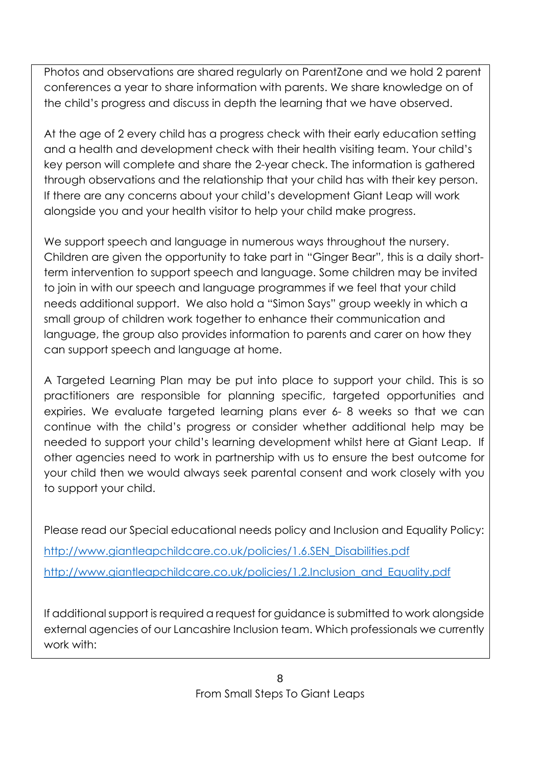Photos and observations are shared regularly on ParentZone and we hold 2 parent conferences a year to share information with parents. We share knowledge on of the child's progress and discuss in depth the learning that we have observed.

At the age of 2 every child has a progress check with their early education setting and a health and development check with their health visiting team. Your child's key person will complete and share the 2-year check. The information is gathered through observations and the relationship that your child has with their key person. If there are any concerns about your child's development Giant Leap will work alongside you and your health visitor to help your child make progress.

We support speech and language in numerous ways throughout the nursery. Children are given the opportunity to take part in "Ginger Bear", this is a daily short-term intervention to support speech and language. Some children may be invited to join in with our speech and language programmes if we feel that your child needs additional support. We also hold a "Simon Says" group weekly in which a small group of children work together to enhance their communication and language, the group also provides information to parents and carer on how they can support speech and language at home.

A Targeted Learning Plan may be put into place to support your child. This is so practitioners are responsible for planning specific, targeted opportunities and expiries. We evaluate targeted learning plans ever 6- 8 weeks so that we can continue with the child's progress or consider whether additional help may be needed to support your child's learning development whilst here at Giant Leap. If other agencies need to work in partnership with us to ensure the best outcome for your child then we would always seek parental consent and work closely with you to support your child.

Please read our Special educational needs policy and Inclusion and Equality Policy:

http://www.giantleapchildcare.co.uk/policies/1.6.SEN_Disabilities.pdf

http://www.giantleapchildcare.co.uk/policies/1.2.Inclusion_and_Equality.pdf

If additional support is required a request for guidance is submitted to work alongside external agencies of our Lancashire Inclusion team. Which professionals we currently work with:

From Small Steps To Giant Leaps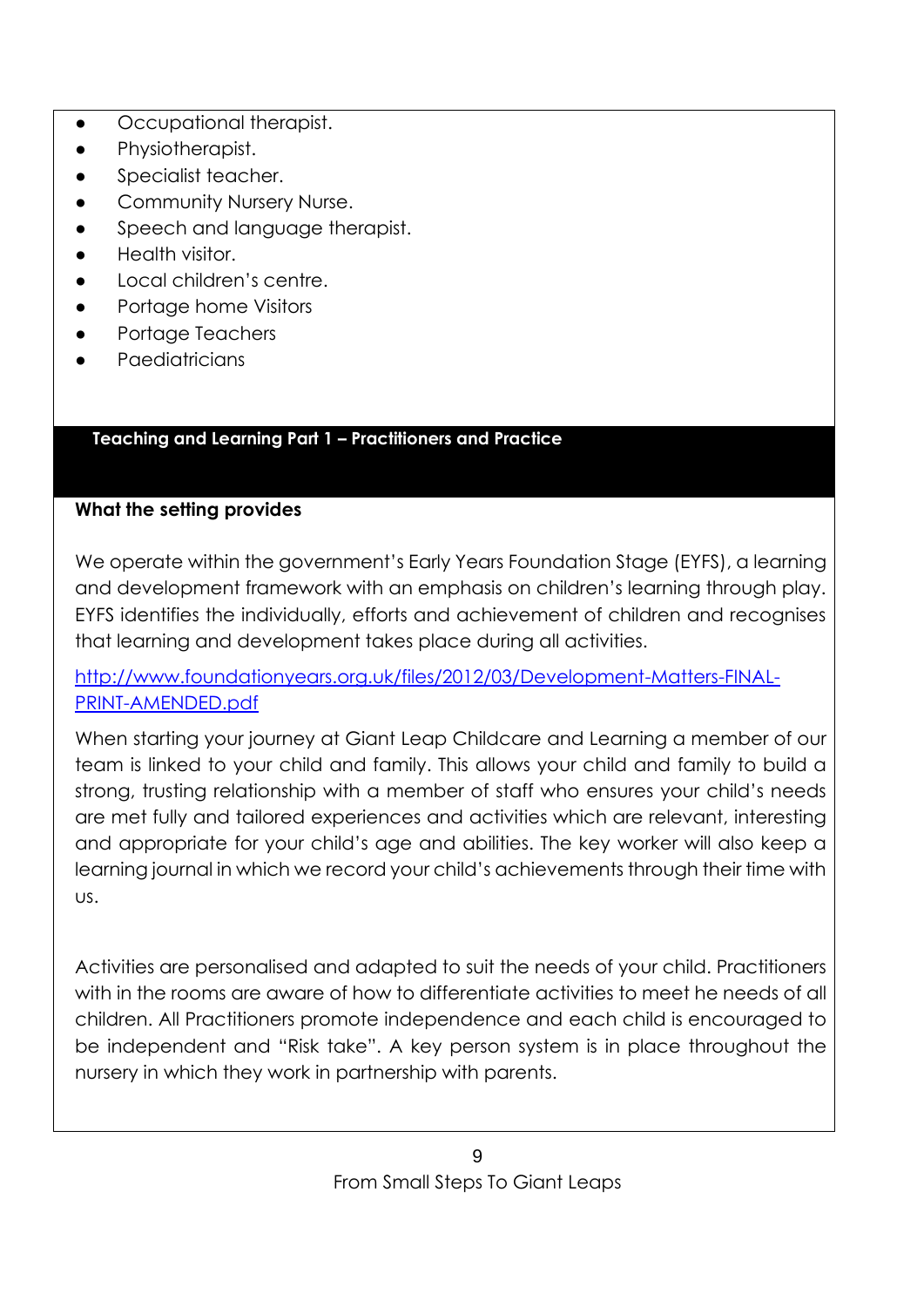- Occupational therapist.
- Physiotherapist.
- Specialist teacher.
- Community Nursery Nurse.
- Speech and language therapist.
- Health visitor.
- Local children's centre.
- Portage home Visitors
- Portage Teachers
- Paediatricians

## Teaching and Learning Part 1 – Practitioners and Practice

**What the setting provides**

We operate within the government's Early Years Foundation Stage (EYFS), a learning and development framework with an emphasis on children's learning through play. EYFS identifies the individually, efforts and achievement of children and recognises that learning and development takes place during all activities.

[http://www.foundationyears.org.uk/files/2012/03/Development-Matters-FINAL-PRINT-AMENDED.pdf](http://www.foundationyears.org.uk/files/2012/03/Development-Matters-FINAL-PRINT-AMENDED.pdf)

When starting your journey at Giant Leap Childcare and Learning a member of our team is linked to your child and family. This allows your child and family to build a strong, trusting relationship with a member of staff who ensures your child's needs are met fully and tailored experiences and activities which are relevant, interesting and appropriate for your child's age and abilities. The key worker will also keep a learning journal in which we record your child's achievements through their time with us.

Activities are personalised and adapted to suit the needs of your child. Practitioners with in the rooms are aware of how to differentiate activities to meet he needs of all children. All Practitioners promote independence and each child is encouraged to be independent and "Risk take". A key person system is in place throughout the nursery in which they work in partnership with parents.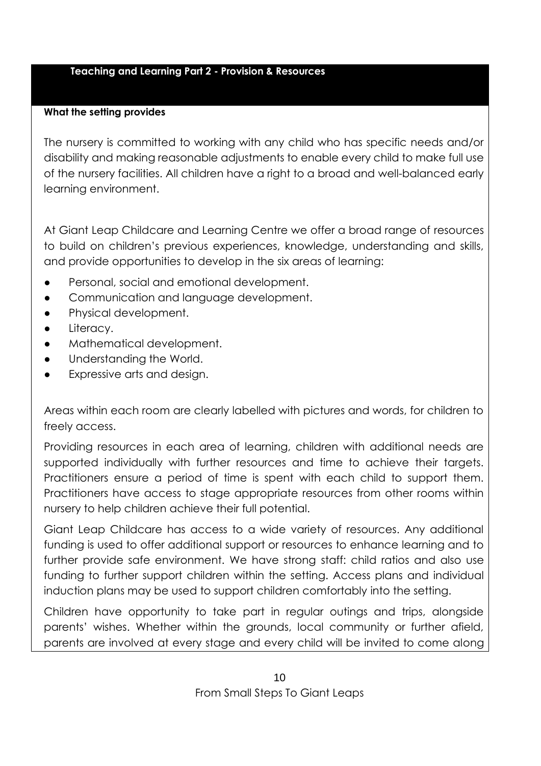## Teaching and Learning Part 2 - Provision & Resources

**What the setting provides**

The nursery is committed to working with any child who has specific needs and/or disability and making reasonable adjustments to enable every child to make full use of the nursery facilities. All children have a right to a broad and well-balanced early learning environment.

At Giant Leap Childcare and Learning Centre we offer a broad range of resources to build on children's previous experiences, knowledge, understanding and skills, and provide opportunities to develop in the six areas of learning:

- Personal, social and emotional development.
- Communication and language development.
- Physical development.
- Literacy.
- Mathematical development.
- Understanding the World.
- Expressive arts and design.

Areas within each room are clearly labelled with pictures and words, for children to freely access.

Providing resources in each area of learning, children with additional needs are supported individually with further resources and time to achieve their targets. Practitioners ensure a period of time is spent with each child to support them. Practitioners have access to stage appropriate resources from other rooms within nursery to help children achieve their full potential.

Giant Leap Childcare has access to a wide variety of resources. Any additional funding is used to offer additional support or resources to enhance learning and to further provide safe environment. We have strong staff: child ratios and also use funding to further support children within the setting. Access plans and individual induction plans may be used to support children comfortably into the setting.

Children have opportunity to take part in regular outings and trips, alongside parents' wishes. Whether within the grounds, local community or further afield, parents are involved at every stage and every child will be invited to come along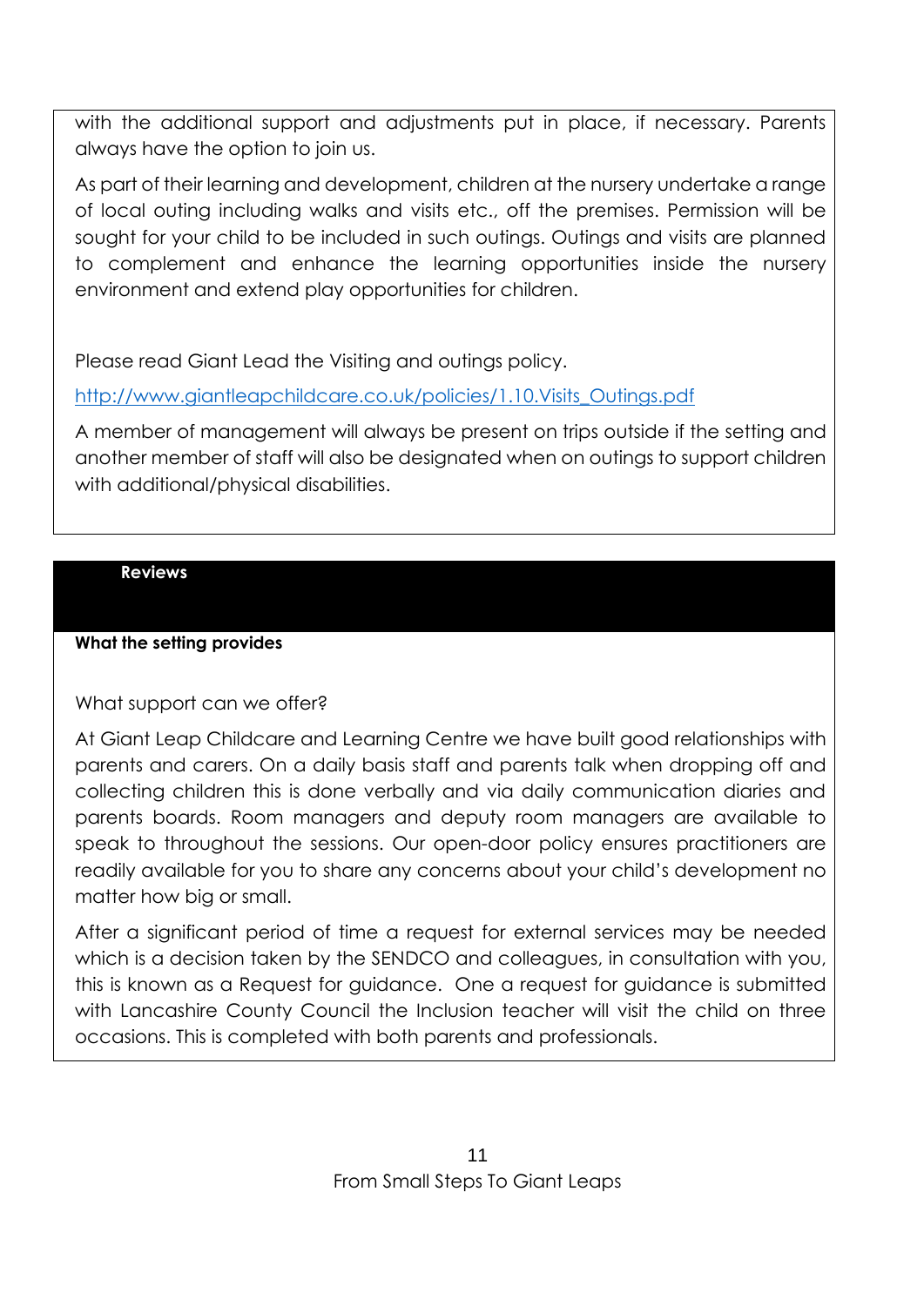with the additional support and adjustments put in place, if necessary. Parents always have the option to join us.

As part of their learning and development, children at the nursery undertake a range of local outing including walks and visits etc., off the premises. Permission will be sought for your child to be included in such outings. Outings and visits are planned to complement and enhance the learning opportunities inside the nursery environment and extend play opportunities for children.

Please read Giant Lead the Visiting and outings policy.

[http://www.giantleapchildcare.co.uk/policies/1.10.Visits_Outings.pdf](http://www.giantleapchildcare.co.uk/policies/1.10.Visits_Outings.pdf)

A member of management will always be present on trips outside if the setting and another member of staff will also be designated when on outings to support children with additional/physical disabilities.

## Reviews

**What the setting provides**

What support can we offer?

At Giant Leap Childcare and Learning Centre we have built good relationships with parents and carers. On a daily basis staff and parents talk when dropping off and collecting children this is done verbally and via daily communication diaries and parents boards. Room managers and deputy room managers are available to speak to throughout the sessions. Our open-door policy ensures practitioners are readily available for you to share any concerns about your child's development no matter how big or small.

After a significant period of time a request for external services may be needed which is a decision taken by the SENDCO and colleagues, in consultation with you, this is known as a Request for guidance. One a request for guidance is submitted with Lancashire County Council the Inclusion teacher will visit the child on three occasions. This is completed with both parents and professionals.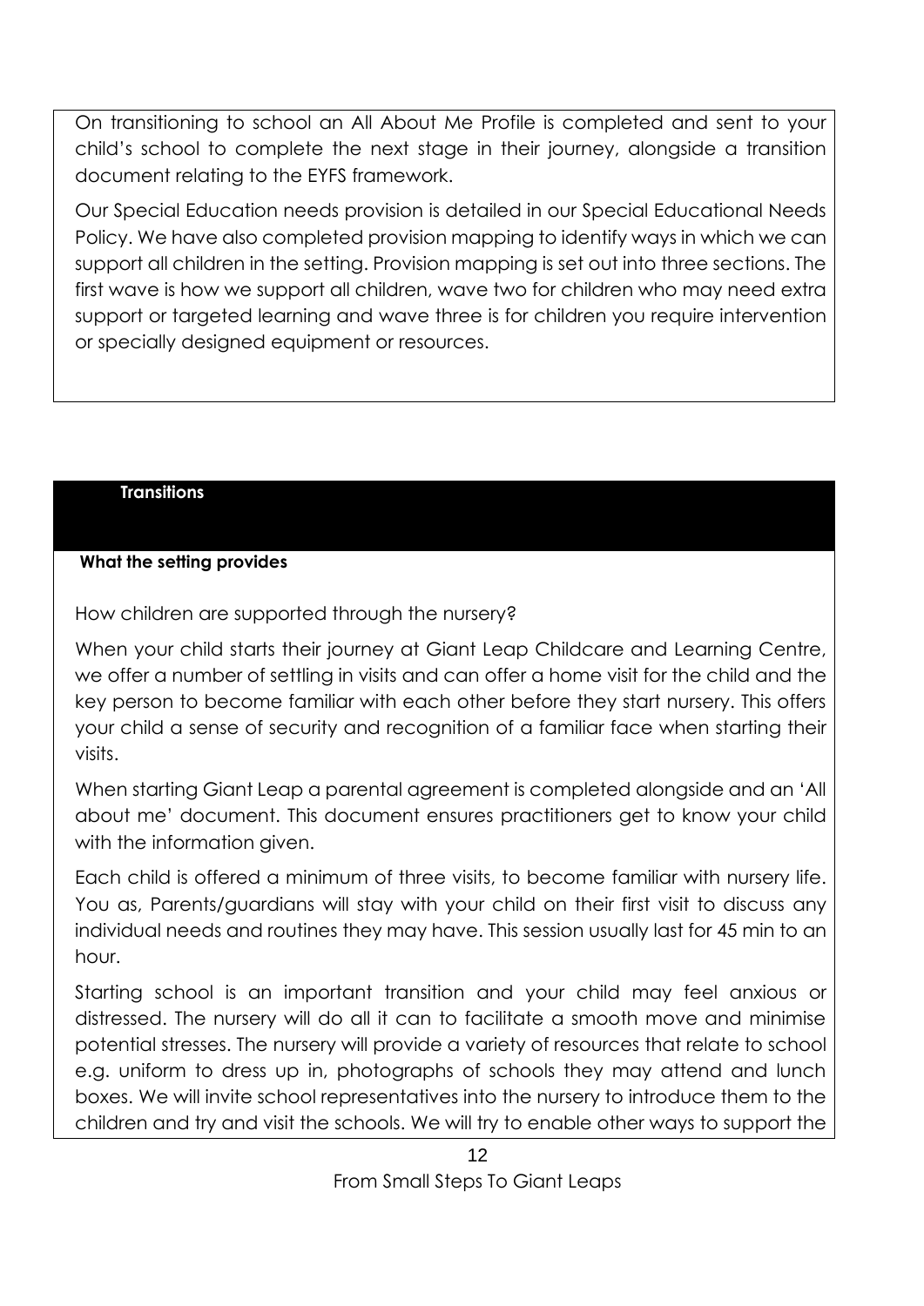On transitioning to school an All About Me Profile is completed and sent to your child's school to complete the next stage in their journey, alongside a transition document relating to the EYFS framework.

Our Special Education needs provision is detailed in our Special Educational Needs Policy. We have also completed provision mapping to identify ways in which we can support all children in the setting. Provision mapping is set out into three sections. The first wave is how we support all children, wave two for children who may need extra support or targeted learning and wave three is for children you require intervention or specially designed equipment or resources.

## Transitions

**What the setting provides**

How children are supported through the nursery?

When your child starts their journey at Giant Leap Childcare and Learning Centre, we offer a number of settling in visits and can offer a home visit for the child and the key person to become familiar with each other before they start nursery. This offers your child a sense of security and recognition of a familiar face when starting their visits.

When starting Giant Leap a parental agreement is completed alongside and an 'All about me' document. This document ensures practitioners get to know your child with the information given.

Each child is offered a minimum of three visits, to become familiar with nursery life. You as, Parents/guardians will stay with your child on their first visit to discuss any individual needs and routines they may have. This session usually last for 45 min to an hour.

Starting school is an important transition and your child may feel anxious or distressed. The nursery will do all it can to facilitate a smooth move and minimise potential stresses. The nursery will provide a variety of resources that relate to school e.g. uniform to dress up in, photographs of schools they may attend and lunch boxes. We will invite school representatives into the nursery to introduce them to the children and try and visit the schools. We will try to enable other ways to support the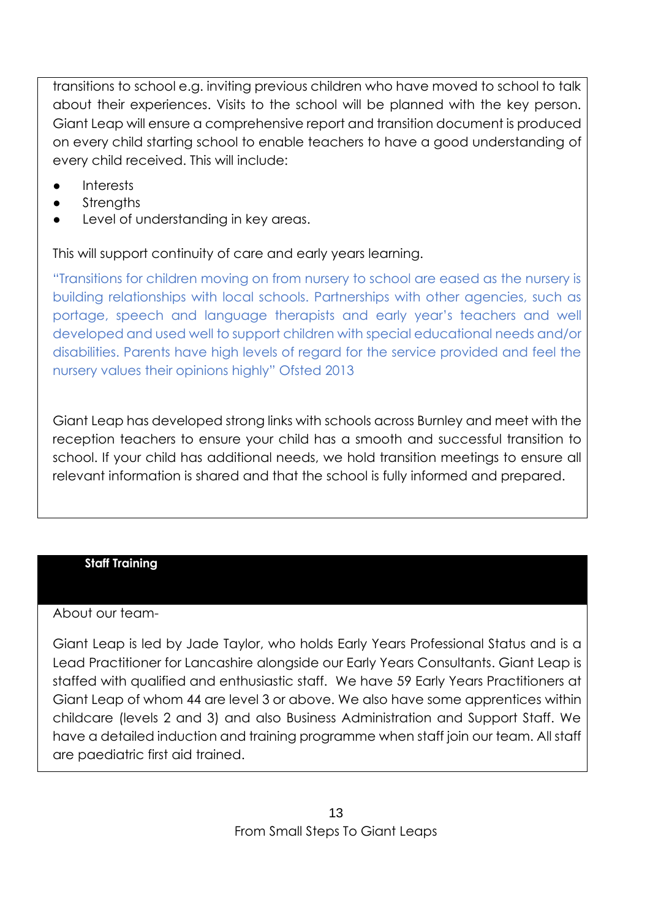transitions to school e.g. inviting previous children who have moved to school to talk about their experiences. Visits to the school will be planned with the key person. Giant Leap will ensure a comprehensive report and transition document is produced on every child starting school to enable teachers to have a good understanding of every child received. This will include:

- Interests
- Strengths
- Level of understanding in key areas.

This will support continuity of care and early years learning.

"Transitions for children moving on from nursery to school are eased as the nursery is building relationships with local schools. Partnerships with other agencies, such as portage, speech and language therapists and early year's teachers and well developed and used well to support children with special educational needs and/or disabilities. Parents have high levels of regard for the service provided and feel the nursery values their opinions highly" Ofsted 2013

Giant Leap has developed strong links with schools across Burnley and meet with the reception teachers to ensure your child has a smooth and successful transition to school. If your child has additional needs, we hold transition meetings to ensure all relevant information is shared and that the school is fully informed and prepared.

## Staff Training

About our team-

Giant Leap is led by Jade Taylor, who holds Early Years Professional Status and is a Lead Practitioner for Lancashire alongside our Early Years Consultants. Giant Leap is staffed with qualified and enthusiastic staff. We have 59 Early Years Practitioners at Giant Leap of whom 44 are level 3 or above. We also have some apprentices within childcare (levels 2 and 3) and also Business Administration and Support Staff. We have a detailed induction and training programme when staff join our team. All staff are paediatric first aid trained.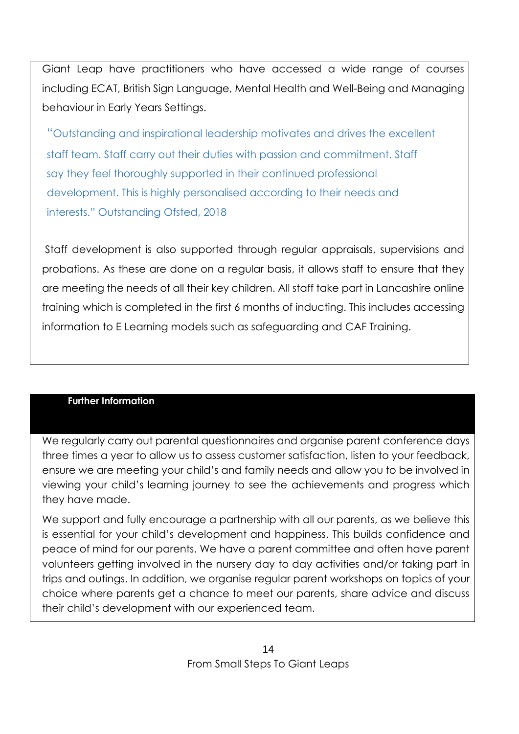Giant Leap have practitioners who have accessed a wide range of courses including ECAT, British Sign Language, Mental Health and Well-Being and Managing behaviour in Early Years Settings.

> "Outstanding and inspirational leadership motivates and drives the excellent staff team. Staff carry out their duties with passion and commitment. Staff say they feel thoroughly supported in their continued professional development. This is highly personalised according to their needs and interests." Outstanding Ofsted, 2018

Staff development is also supported through regular appraisals, supervisions and probations. As these are done on a regular basis, it allows staff to ensure that they are meeting the needs of all their key children. All staff take part in Lancashire online training which is completed in the first 6 months of inducting. This includes accessing information to E Learning models such as safeguarding and CAF Training.

## Further Information

We regularly carry out parental questionnaires and organise parent conference days three times a year to allow us to assess customer satisfaction, listen to your feedback, ensure we are meeting your child's and family needs and allow you to be involved in viewing your child's learning journey to see the achievements and progress which they have made.

We support and fully encourage a partnership with all our parents, as we believe this is essential for your child's development and happiness. This builds confidence and peace of mind for our parents. We have a parent committee and often have parent volunteers getting involved in the nursery day to day activities and/or taking part in trips and outings. In addition, we organise regular parent workshops on topics of your choice where parents get a chance to meet our parents, share advice and discuss their child's development with our experienced team.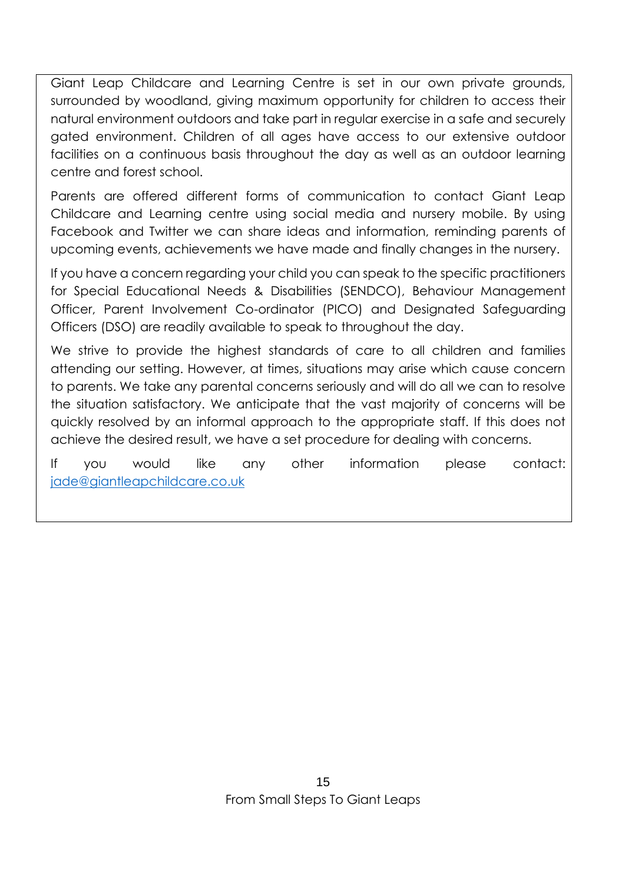Giant Leap Childcare and Learning Centre is set in our own private grounds, surrounded by woodland, giving maximum opportunity for children to access their natural environment outdoors and take part in regular exercise in a safe and securely gated environment. Children of all ages have access to our extensive outdoor facilities on a continuous basis throughout the day as well as an outdoor learning centre and forest school.

Parents are offered different forms of communication to contact Giant Leap Childcare and Learning centre using social media and nursery mobile. By using Facebook and Twitter we can share ideas and information, reminding parents of upcoming events, achievements we have made and finally changes in the nursery.

If you have a concern regarding your child you can speak to the specific practitioners for Special Educational Needs & Disabilities (SENDCO), Behaviour Management Officer, Parent Involvement Co-ordinator (PICO) and Designated Safeguarding Officers (DSO) are readily available to speak to throughout the day.

We strive to provide the highest standards of care to all children and families attending our setting. However, at times, situations may arise which cause concern to parents. We take any parental concerns seriously and will do all we can to resolve the situation satisfactory. We anticipate that the vast majority of concerns will be quickly resolved by an informal approach to the appropriate staff. If this does not achieve the desired result, we have a set procedure for dealing with concerns.

If you would like any other information please contact: [jade@giantleapchildcare.co.uk](mailto:jade@giantleapchildcare.co.uk)